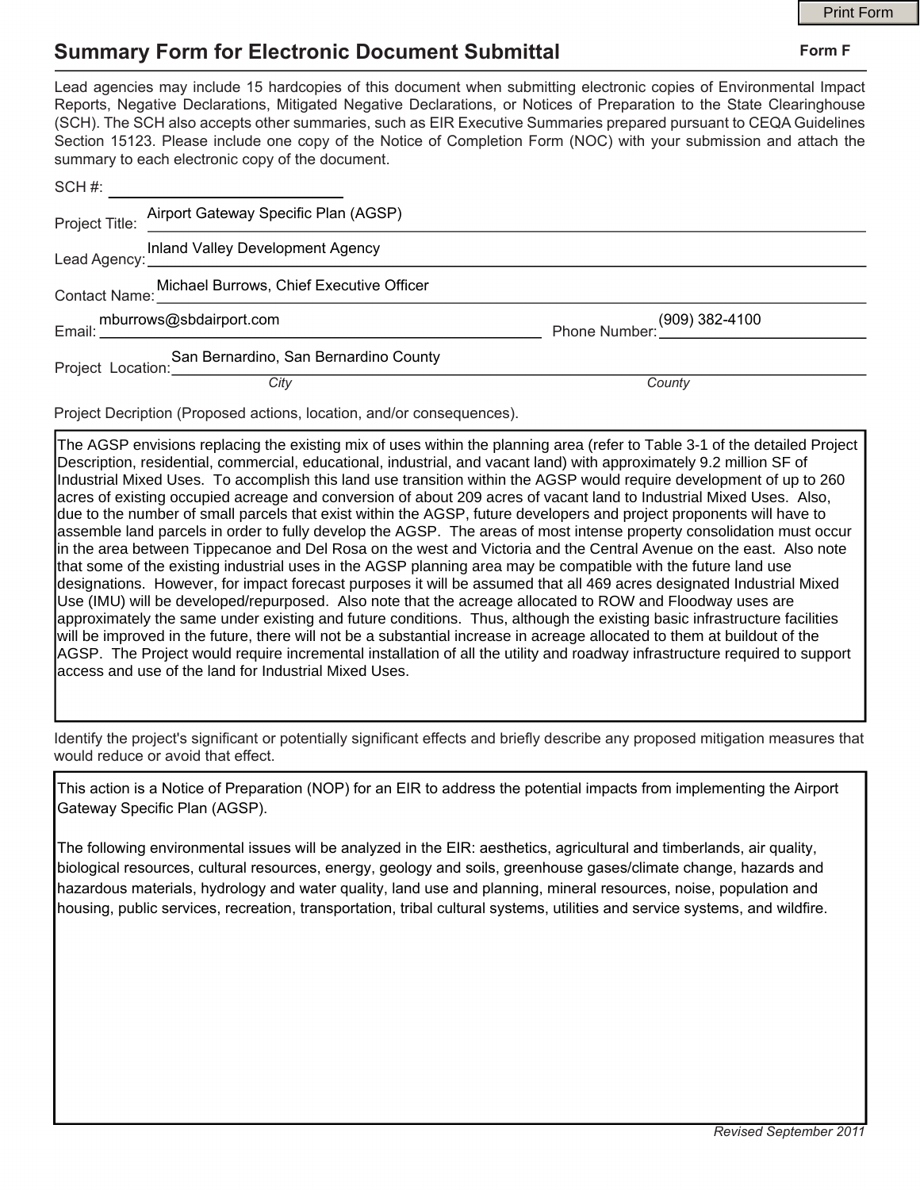# Summary Form for Electronic Document Submittal

**Form F**

Lead agencies may include 15 hardcopies of this document when submitting electronic copies of Environmental Impact Reports, Negative Declarations, Mitigated Negative Declarations, or Notices of Preparation to the State Clearinghouse (SCH). The SCH also accepts other summaries, such as EIR Executive Summaries prepared pursuant to CEQA Guidelines Section 15123. Please include one copy of the Notice of Completion Form (NOC) with your submission and attach the summary to each electronic copy of the document.

SCH #: 

Project Title: Airport Gateway Specific Plan (AGSP)

Lead Agency: Inland Valley Development Agency

Contact Name: Michael Burrows, Chief Executive Officer

Email: mburrows@sbdairport.com    Phone Number: (909) 382-4100

Project Location: San Bernardino, San Bernardino County

*City*    *County*

Project Decription (Proposed actions, location, and/or consequences).

The AGSP envisions replacing the existing mix of uses within the planning area (refer to Table 3-1 of the detailed Project Description, residential, commercial, educational, industrial, and vacant land) with approximately 9.2 million SF of Industrial Mixed Uses. To accomplish this land use transition within the AGSP would require development of up to 260 acres of existing occupied acreage and conversion of about 209 acres of vacant land to Industrial Mixed Uses. Also, due to the number of small parcels that exist within the AGSP, future developers and project proponents will have to assemble land parcels in order to fully develop the AGSP. The areas of most intense property consolidation must occur in the area between Tippecanoe and Del Rosa on the west and Victoria and the Central Avenue on the east. Also note that some of the existing industrial uses in the AGSP planning area may be compatible with the future land use designations. However, for impact forecast purposes it will be assumed that all 469 acres designated Industrial Mixed Use (IMU) will be developed/repurposed. Also note that the acreage allocated to ROW and Floodway uses are approximately the same under existing and future conditions. Thus, although the existing basic infrastructure facilities will be improved in the future, there will not be a substantial increase in acreage allocated to them at buildout of the AGSP. The Project would require incremental installation of all the utility and roadway infrastructure required to support access and use of the land for Industrial Mixed Uses.

Identify the project's significant or potentially significant effects and briefly describe any proposed mitigation measures that would reduce or avoid that effect.

This action is a Notice of Preparation (NOP) for an EIR to address the potential impacts from implementing the Airport Gateway Specific Plan (AGSP).

The following environmental issues will be analyzed in the EIR: aesthetics, agricultural and timberlands, air quality, biological resources, cultural resources, energy, geology and soils, greenhouse gases/climate change, hazards and hazardous materials, hydrology and water quality, land use and planning, mineral resources, noise, population and housing, public services, recreation, transportation, tribal cultural systems, utilities and service systems, and wildfire.

*Revised September 2011*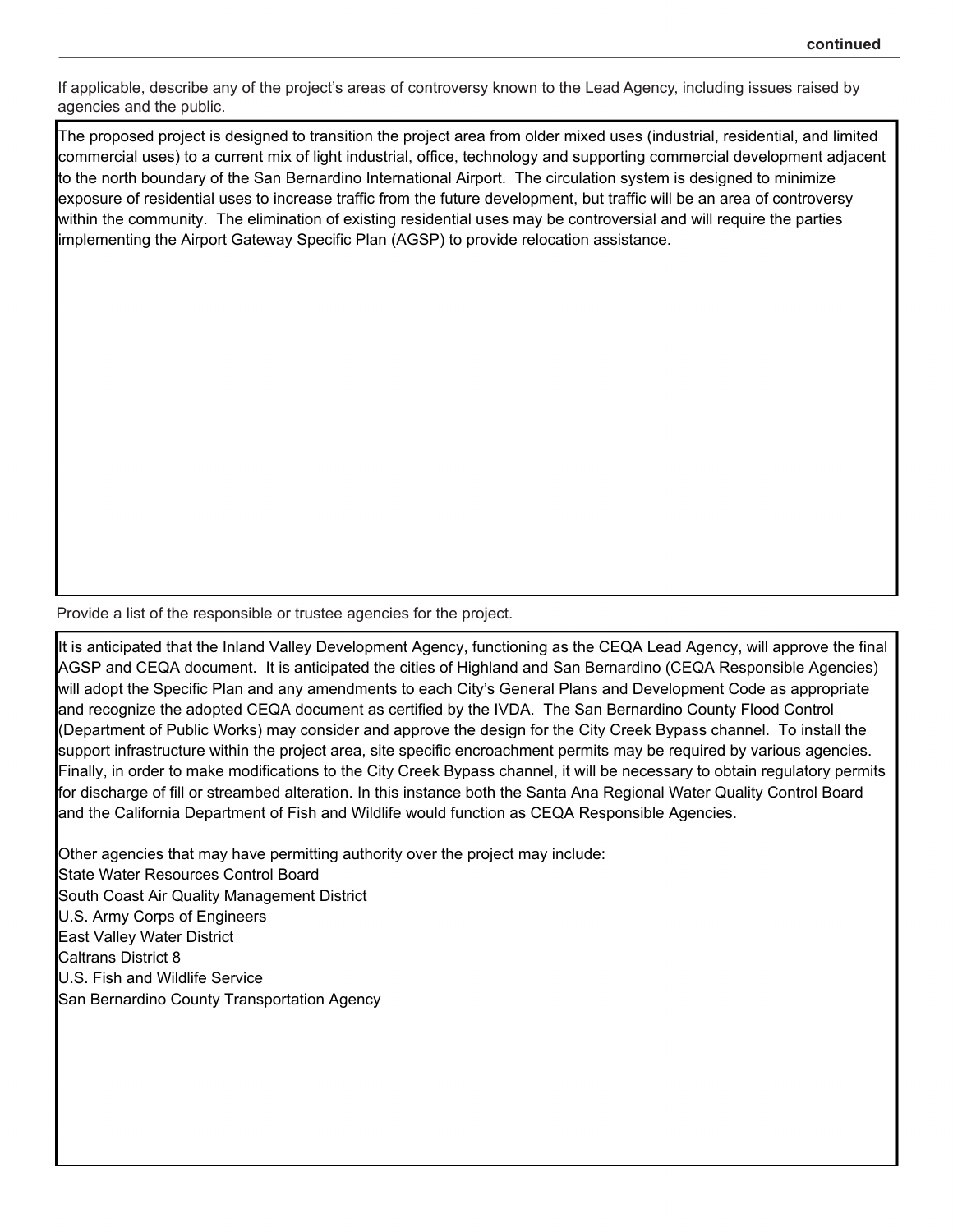**continued**

If applicable, describe any of the project's areas of controversy known to the Lead Agency, including issues raised by agencies and the public.

The proposed project is designed to transition the project area from older mixed uses (industrial, residential, and limited commercial uses) to a current mix of light industrial, office, technology and supporting commercial development adjacent to the north boundary of the San Bernardino International Airport. The circulation system is designed to minimize exposure of residential uses to increase traffic from the future development, but traffic will be an area of controversy within the community. The elimination of existing residential uses may be controversial and will require the parties implementing the Airport Gateway Specific Plan (AGSP) to provide relocation assistance.

Provide a list of the responsible or trustee agencies for the project.

It is anticipated that the Inland Valley Development Agency, functioning as the CEQA Lead Agency, will approve the final AGSP and CEQA document. It is anticipated the cities of Highland and San Bernardino (CEQA Responsible Agencies) will adopt the Specific Plan and any amendments to each City's General Plans and Development Code as appropriate and recognize the adopted CEQA document as certified by the IVDA. The San Bernardino County Flood Control (Department of Public Works) may consider and approve the design for the City Creek Bypass channel. To install the support infrastructure within the project area, site specific encroachment permits may be required by various agencies. Finally, in order to make modifications to the City Creek Bypass channel, it will be necessary to obtain regulatory permits for discharge of fill or streambed alteration. In this instance both the Santa Ana Regional Water Quality Control Board and the California Department of Fish and Wildlife would function as CEQA Responsible Agencies.

Other agencies that may have permitting authority over the project may include:
State Water Resources Control Board
South Coast Air Quality Management District
U.S. Army Corps of Engineers
East Valley Water District
Caltrans District 8
U.S. Fish and Wildlife Service
San Bernardino County Transportation Agency